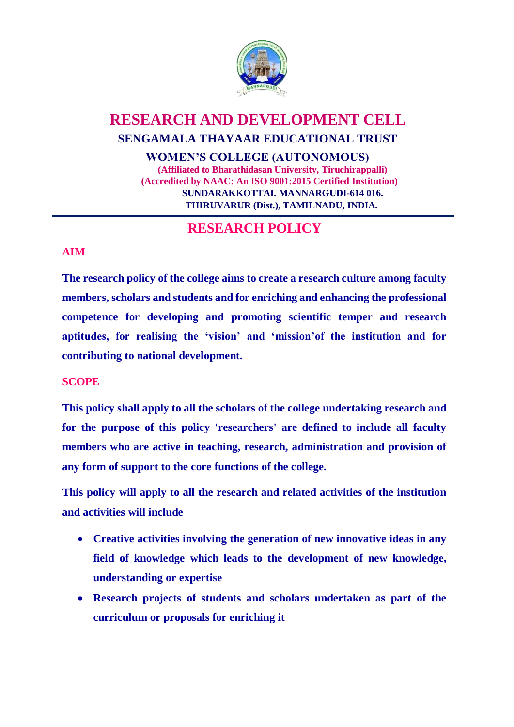# RESEARCH AND DEVELOPMENT CELL

**SENGAMALA THAYAAR EDUCATIONAL TRUST**

**WOMEN'S COLLEGE (AUTONOMOUS)**

**(Affiliated to Bharathidasan University, Tiruchirappalli)**
**(Accredited by NAAC: An ISO 9001:2015 Certified Institution)**
**SUNDARAKKOTTAI. MANNARGUDI-614 016.**
**THIRUVARUR (Dist.), TAMILNADU, INDIA.**

## RESEARCH POLICY

### AIM

**The research policy of the college aims to create a research culture among faculty members, scholars and students and for enriching and enhancing the professional competence for developing and promoting scientific temper and research aptitudes, for realising the 'vision' and 'mission'of the institution and for contributing to national development.**

### SCOPE

**This policy shall apply to all the scholars of the college undertaking research and for the purpose of this policy 'researchers' are defined to include all faculty members who are active in teaching, research, administration and provision of any form of support to the core functions of the college.**

**This policy will apply to all the research and related activities of the institution and activities will include**

- **Creative activities involving the generation of new innovative ideas in any field of knowledge which leads to the development of new knowledge, understanding or expertise**
- **Research projects of students and scholars undertaken as part of the curriculum or proposals for enriching it**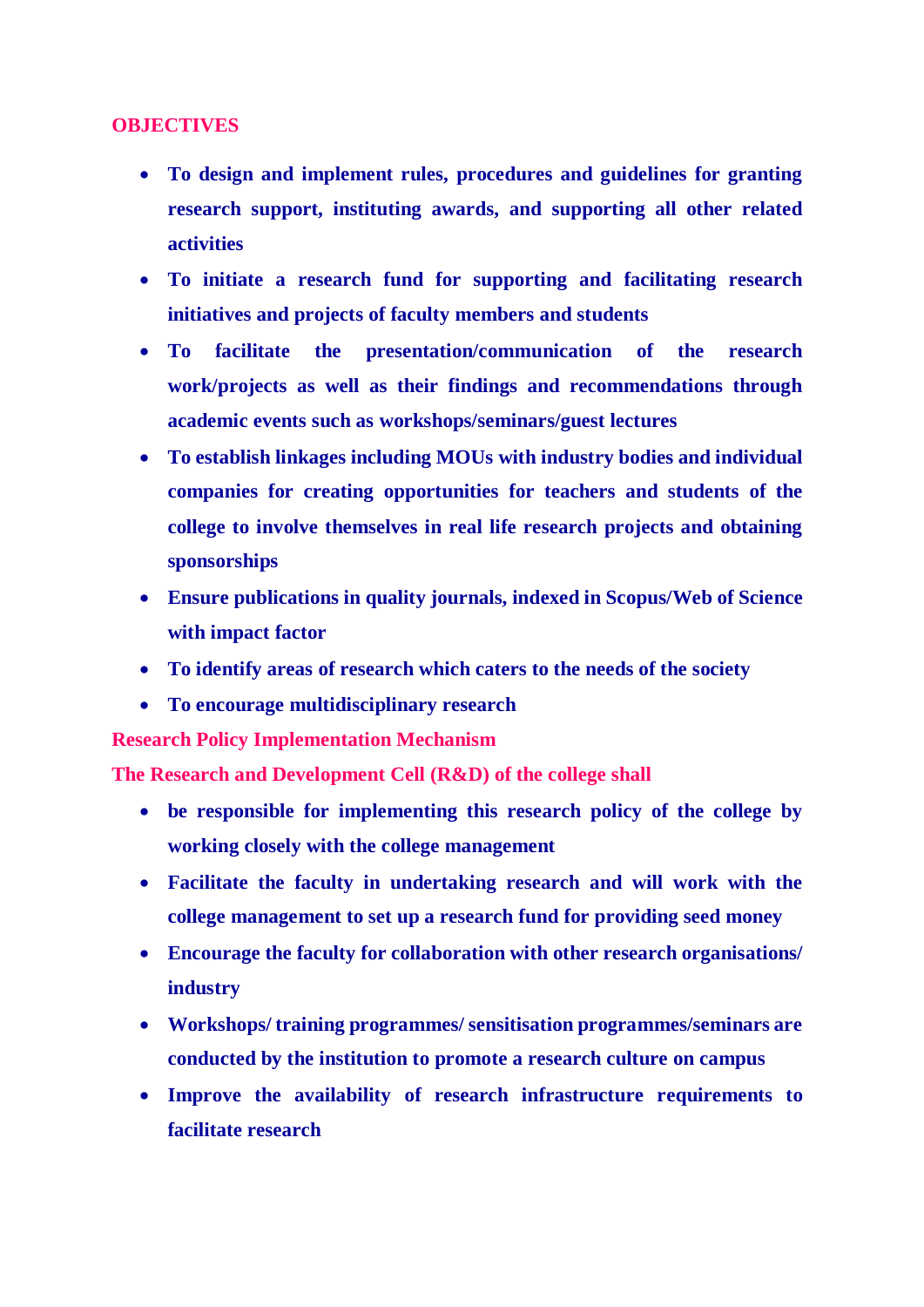## OBJECTIVES

- **To design and implement rules, procedures and guidelines for granting research support, instituting awards, and supporting all other related activities**
- **To initiate a research fund for supporting and facilitating research initiatives and projects of faculty members and students**
- **To facilitate the presentation/communication of the research work/projects as well as their findings and recommendations through academic events such as workshops/seminars/guest lectures**
- **To establish linkages including MOUs with industry bodies and individual companies for creating opportunities for teachers and students of the college to involve themselves in real life research projects and obtaining sponsorships**
- **Ensure publications in quality journals, indexed in Scopus/Web of Science with impact factor**
- **To identify areas of research which caters to the needs of the society**
- **To encourage multidisciplinary research**

## Research Policy Implementation Mechanism

### The Research and Development Cell (R&D) of the college shall

- **be responsible for implementing this research policy of the college by working closely with the college management**
- **Facilitate the faculty in undertaking research and will work with the college management to set up a research fund for providing seed money**
- **Encourage the faculty for collaboration with other research organisations/ industry**
- **Workshops/ training programmes/ sensitisation programmes/seminars are conducted by the institution to promote a research culture on campus**
- **Improve the availability of research infrastructure requirements to facilitate research**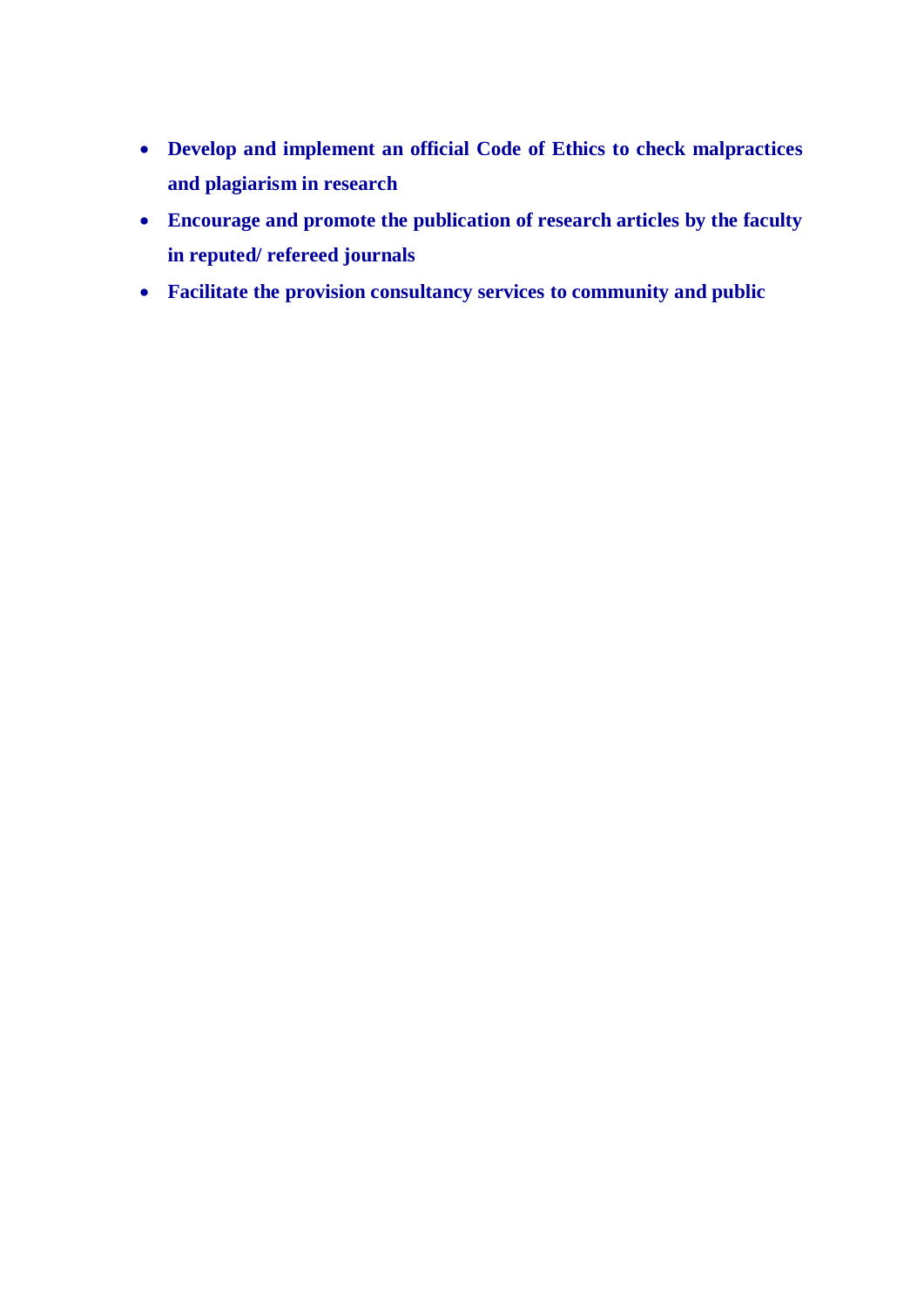- **Develop and implement an official Code of Ethics to check malpractices and plagiarism in research**
- **Encourage and promote the publication of research articles by the faculty in reputed/ refereed journals**
- **Facilitate the provision consultancy services to community and public**